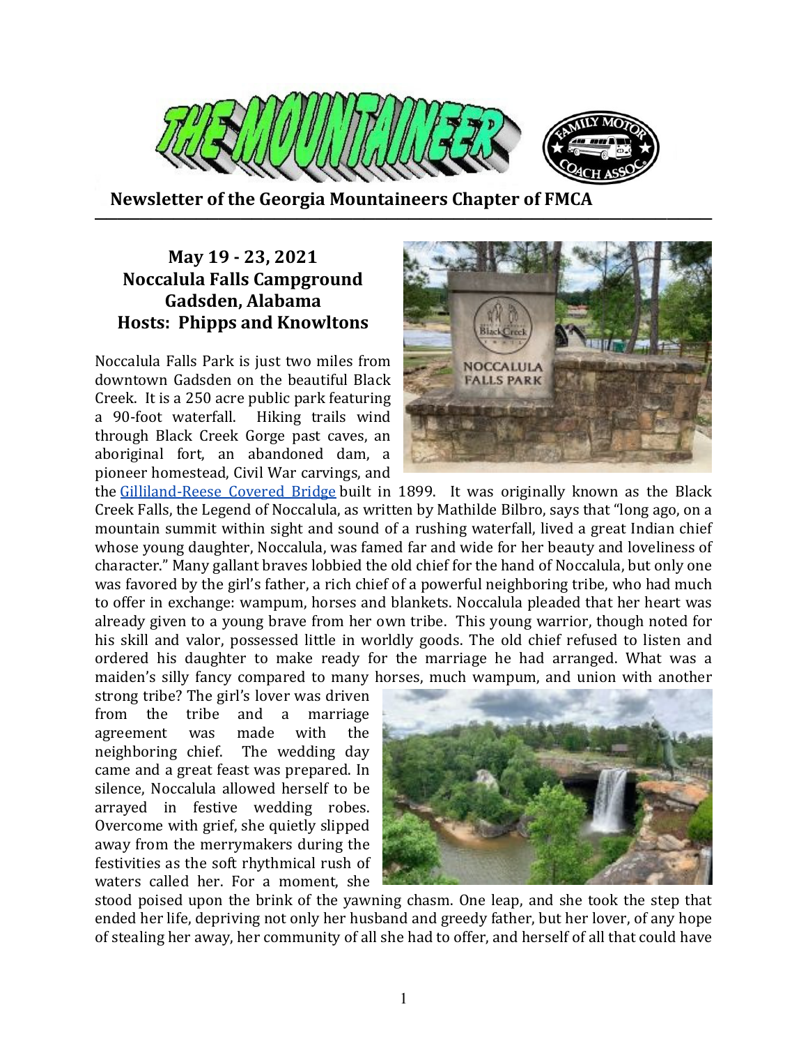# THE MOUNTAINEER

**Newsletter of the Georgia Mountaineers Chapter of FMCA**

## May 19 - 23, 2021
## Noccalula Falls Campground
## Gadsden, Alabama
## Hosts: Phipps and Knowltons

Noccalula Falls Park is just two miles from downtown Gadsden on the beautiful Black Creek. It is a 250 acre public park featuring a 90-foot waterfall. Hiking trails wind through Black Creek Gorge past caves, an aboriginal fort, an abandoned dam, a pioneer homestead, Civil War carvings, and the Gilliland-Reese Covered Bridge built in 1899. It was originally known as the Black Creek Falls, the Legend of Noccalula, as written by Mathilde Bilbro, says that "long ago, on a mountain summit within sight and sound of a rushing waterfall, lived a great Indian chief whose young daughter, Noccalula, was famed far and wide for her beauty and loveliness of character." Many gallant braves lobbied the old chief for the hand of Noccalula, but only one was favored by the girl's father, a rich chief of a powerful neighboring tribe, who had much to offer in exchange: wampum, horses and blankets. Noccalula pleaded that her heart was already given to a young brave from her own tribe. This young warrior, though noted for his skill and valor, possessed little in worldly goods. The old chief refused to listen and ordered his daughter to make ready for the marriage he had arranged. What was a maiden's silly fancy compared to many horses, much wampum, and union with another strong tribe? The girl's lover was driven from the tribe and a marriage agreement was made with the neighboring chief. The wedding day came and a great feast was prepared. In silence, Noccalula allowed herself to be arrayed in festive wedding robes. Overcome with grief, she quietly slipped away from the merrymakers during the festivities as the soft rhythmical rush of waters called her. For a moment, she stood poised upon the brink of the yawning chasm. One leap, and she took the step that ended her life, depriving not only her husband and greedy father, but her lover, of any hope of stealing her away, her community of all she had to offer, and herself of all that could have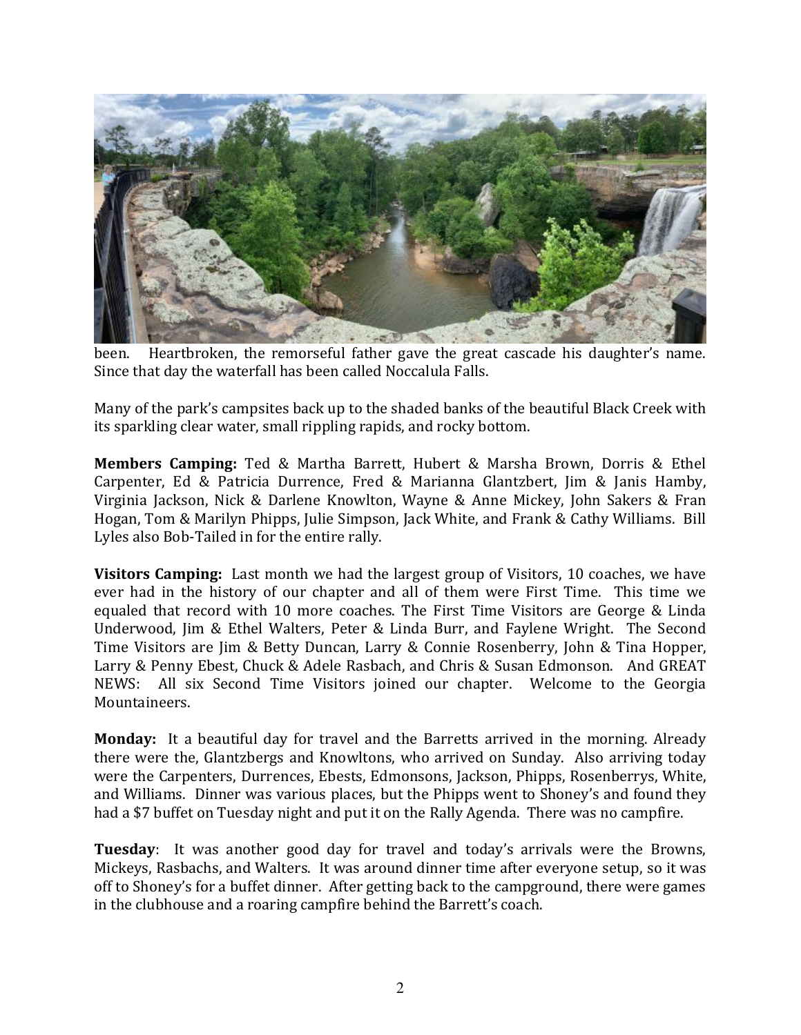been. Heartbroken, the remorseful father gave the great cascade his daughter's name. Since that day the waterfall has been called Noccalula Falls.

Many of the park's campsites back up to the shaded banks of the beautiful Black Creek with its sparkling clear water, small rippling rapids, and rocky bottom.

**Members Camping:** Ted & Martha Barrett, Hubert & Marsha Brown, Dorris & Ethel Carpenter, Ed & Patricia Durrence, Fred & Marianna Glantzbert, Jim & Janis Hamby, Virginia Jackson, Nick & Darlene Knowlton, Wayne & Anne Mickey, John Sakers & Fran Hogan, Tom & Marilyn Phipps, Julie Simpson, Jack White, and Frank & Cathy Williams. Bill Lyles also Bob-Tailed in for the entire rally.

**Visitors Camping:** Last month we had the largest group of Visitors, 10 coaches, we have ever had in the history of our chapter and all of them were First Time. This time we equaled that record with 10 more coaches. The First Time Visitors are George & Linda Underwood, Jim & Ethel Walters, Peter & Linda Burr, and Faylene Wright. The Second Time Visitors are Jim & Betty Duncan, Larry & Connie Rosenberry, John & Tina Hopper, Larry & Penny Ebest, Chuck & Adele Rasbach, and Chris & Susan Edmonson. And GREAT NEWS: All six Second Time Visitors joined our chapter. Welcome to the Georgia Mountaineers.

**Monday:** It a beautiful day for travel and the Barretts arrived in the morning. Already there were the, Glantzbergs and Knowltons, who arrived on Sunday. Also arriving today were the Carpenters, Durrences, Ebests, Edmonsons, Jackson, Phipps, Rosenberrys, White, and Williams. Dinner was various places, but the Phipps went to Shoney's and found they had a $7 buffet on Tuesday night and put it on the Rally Agenda. There was no campfire.

**Tuesday**: It was another good day for travel and today's arrivals were the Browns, Mickeys, Rasbachs, and Walters. It was around dinner time after everyone setup, so it was off to Shoney's for a buffet dinner. After getting back to the campground, there were games in the clubhouse and a roaring campfire behind the Barrett's coach.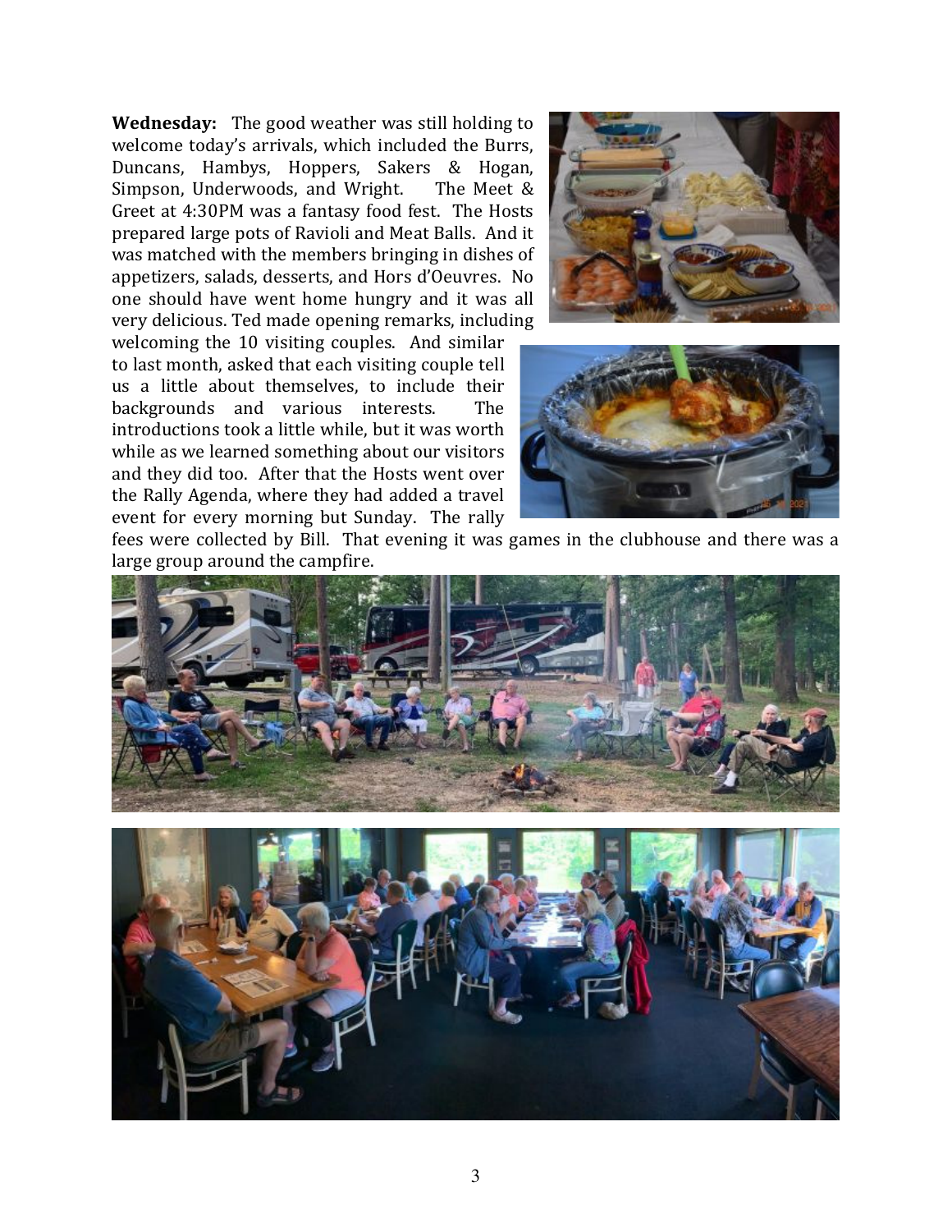**Wednesday:** The good weather was still holding to welcome today's arrivals, which included the Burrs, Duncans, Hambys, Hoppers, Sakers & Hogan, Simpson, Underwoods, and Wright. The Meet & Greet at 4:30PM was a fantasy food fest. The Hosts prepared large pots of Ravioli and Meat Balls. And it was matched with the members bringing in dishes of appetizers, salads, desserts, and Hors d'Oeuvres. No one should have went home hungry and it was all very delicious. Ted made opening remarks, including welcoming the 10 visiting couples. And similar to last month, asked that each visiting couple tell us a little about themselves, to include their backgrounds and various interests. The introductions took a little while, but it was worth while as we learned something about our visitors and they did too. After that the Hosts went over the Rally Agenda, where they had added a travel event for every morning but Sunday. The rally fees were collected by Bill. That evening it was games in the clubhouse and there was a large group around the campfire.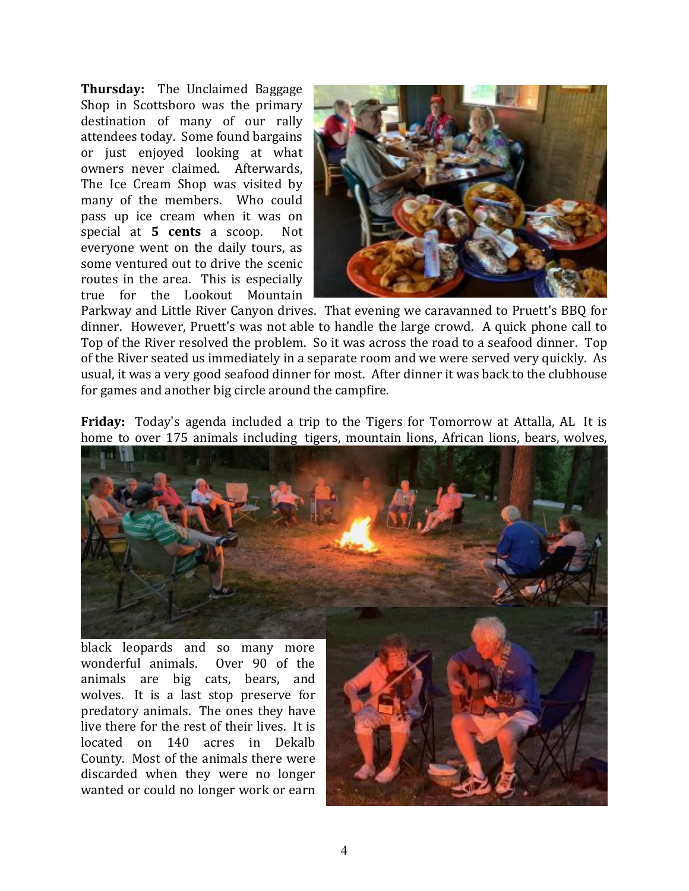**Thursday:** The Unclaimed Baggage Shop in Scottsboro was the primary destination of many of our rally attendees today. Some found bargains or just enjoyed looking at what owners never claimed. Afterwards, The Ice Cream Shop was visited by many of the members. Who could pass up ice cream when it was on special at **5 cents** a scoop. Not everyone went on the daily tours, as some ventured out to drive the scenic routes in the area. This is especially true for the Lookout Mountain Parkway and Little River Canyon drives. That evening we caravanned to Pruett's BBQ for dinner. However, Pruett's was not able to handle the large crowd. A quick phone call to Top of the River resolved the problem. So it was across the road to a seafood dinner. Top of the River seated us immediately in a separate room and we were served very quickly. As usual, it was a very good seafood dinner for most. After dinner it was back to the clubhouse for games and another big circle around the campfire.

**Friday:** Today's agenda included a trip to the Tigers for Tomorrow at Attalla, AL It is home to over 175 animals including tigers, mountain lions, African lions, bears, wolves, black leopards and so many more wonderful animals. Over 90 of the animals are big cats, bears, and wolves. It is a last stop preserve for predatory animals. The ones they have live there for the rest of their lives. It is located on 140 acres in Dekalb County. Most of the animals there were discarded when they were no longer wanted or could no longer work or earn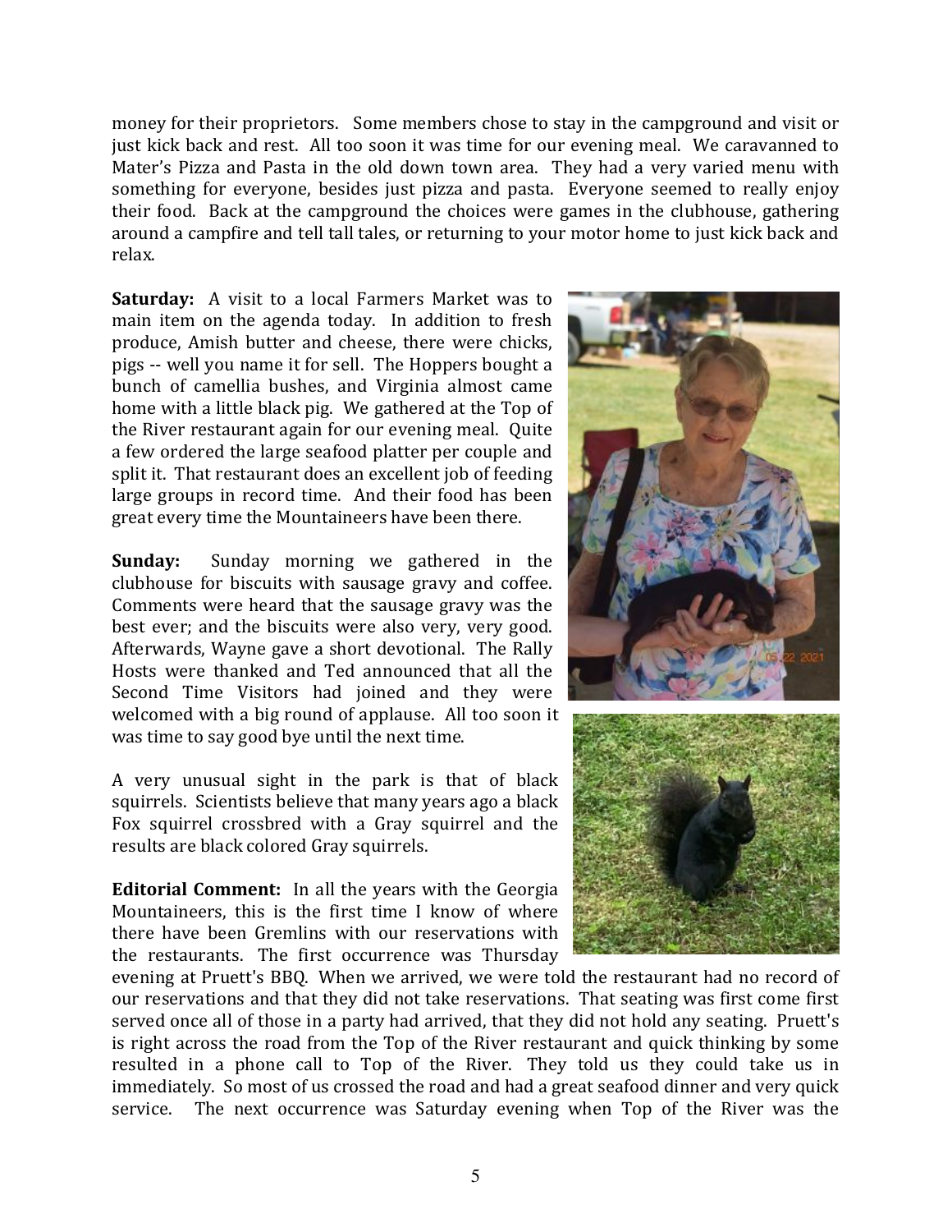money for their proprietors. Some members chose to stay in the campground and visit or just kick back and rest. All too soon it was time for our evening meal. We caravanned to Mater's Pizza and Pasta in the old down town area. They had a very varied menu with something for everyone, besides just pizza and pasta. Everyone seemed to really enjoy their food. Back at the campground the choices were games in the clubhouse, gathering around a campfire and tell tall tales, or returning to your motor home to just kick back and relax.

**Saturday:** A visit to a local Farmers Market was to main item on the agenda today. In addition to fresh produce, Amish butter and cheese, there were chicks, pigs -- well you name it for sell. The Hoppers bought a bunch of camellia bushes, and Virginia almost came home with a little black pig. We gathered at the Top of the River restaurant again for our evening meal. Quite a few ordered the large seafood platter per couple and split it. That restaurant does an excellent job of feeding large groups in record time. And their food has been great every time the Mountaineers have been there.

**Sunday:** Sunday morning we gathered in the clubhouse for biscuits with sausage gravy and coffee. Comments were heard that the sausage gravy was the best ever; and the biscuits were also very, very good. Afterwards, Wayne gave a short devotional. The Rally Hosts were thanked and Ted announced that all the Second Time Visitors had joined and they were welcomed with a big round of applause. All too soon it was time to say good bye until the next time.

A very unusual sight in the park is that of black squirrels. Scientists believe that many years ago a black Fox squirrel crossbred with a Gray squirrel and the results are black colored Gray squirrels.

**Editorial Comment:** In all the years with the Georgia Mountaineers, this is the first time I know of where there have been Gremlins with our reservations with the restaurants. The first occurrence was Thursday evening at Pruett's BBQ. When we arrived, we were told the restaurant had no record of our reservations and that they did not take reservations. That seating was first come first served once all of those in a party had arrived, that they did not hold any seating. Pruett's is right across the road from the Top of the River restaurant and quick thinking by some resulted in a phone call to Top of the River. They told us they could take us in immediately. So most of us crossed the road and had a great seafood dinner and very quick service. The next occurrence was Saturday evening when Top of the River was the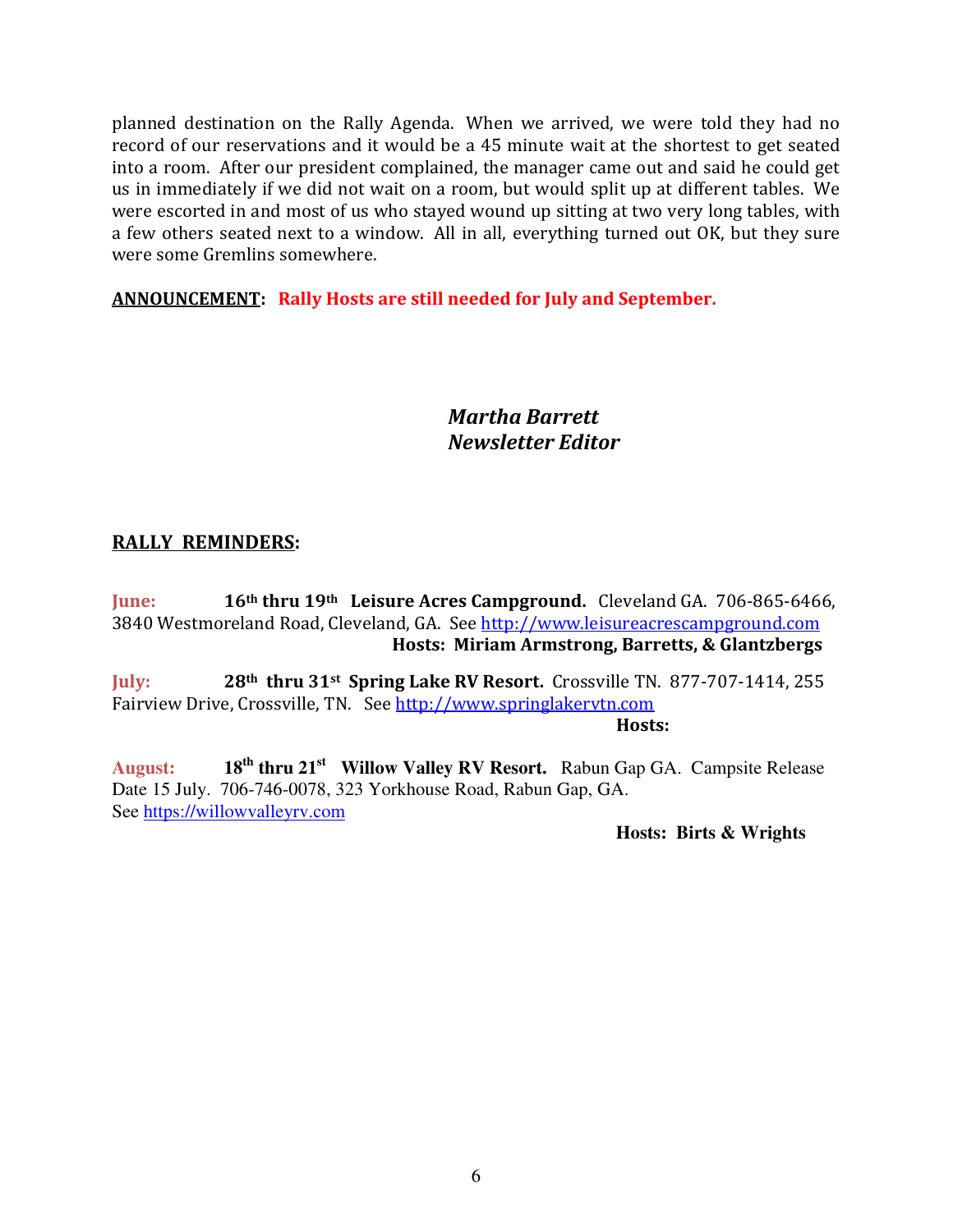planned destination on the Rally Agenda. When we arrived, we were told they had no record of our reservations and it would be a 45 minute wait at the shortest to get seated into a room. After our president complained, the manager came out and said he could get us in immediately if we did not wait on a room, but would split up at different tables. We were escorted in and most of us who stayed wound up sitting at two very long tables, with a few others seated next to a window. All in all, everything turned out OK, but they sure were some Gremlins somewhere.

**ANNOUNCEMENT**: **Rally Hosts are still needed for July and September.**

***Martha Barrett***
***Newsletter Editor***

## RALLY REMINDERS:

**June:** **16th thru 19th Leisure Acres Campground.** Cleveland GA. 706-865-6466, 3840 Westmoreland Road, Cleveland, GA. See http://www.leisureacrescampground.com
**Hosts: Miriam Armstrong, Barretts, & Glantzbergs**

**July:** **28th thru 31st Spring Lake RV Resort.** Crossville TN. 877-707-1414, 255 Fairview Drive, Crossville, TN. See http://www.springlakervtn.com
**Hosts:**

**August:** **18th thru 21st Willow Valley RV Resort.** Rabun Gap GA. Campsite Release Date 15 July. 706-746-0078, 323 Yorkhouse Road, Rabun Gap, GA.
See https://willowvalleyrv.com
**Hosts: Birts & Wrights**